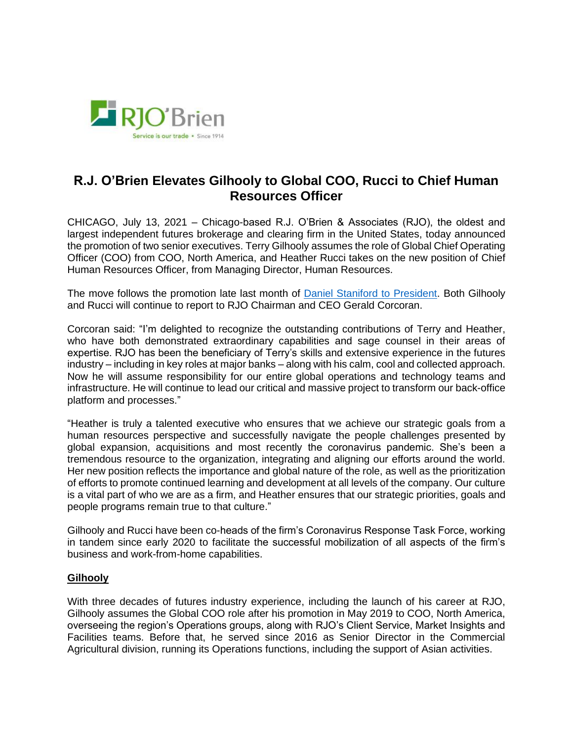# R.J. O'Brien Elevates Gilhooly to Global COO, Rucci to Chief Human Resources Officer

CHICAGO, July 13, 2021 – Chicago-based R.J. O'Brien & Associates (RJO), the oldest and largest independent futures brokerage and clearing firm in the United States, today announced the promotion of two senior executives. Terry Gilhooly assumes the role of Global Chief Operating Officer (COO) from COO, North America, and Heather Rucci takes on the new position of Chief Human Resources Officer, from Managing Director, Human Resources.

The move follows the promotion late last month of Daniel Staniford to President. Both Gilhooly and Rucci will continue to report to RJO Chairman and CEO Gerald Corcoran.

Corcoran said: "I'm delighted to recognize the outstanding contributions of Terry and Heather, who have both demonstrated extraordinary capabilities and sage counsel in their areas of expertise. RJO has been the beneficiary of Terry's skills and extensive experience in the futures industry – including in key roles at major banks – along with his calm, cool and collected approach. Now he will assume responsibility for our entire global operations and technology teams and infrastructure. He will continue to lead our critical and massive project to transform our back-office platform and processes."

"Heather is truly a talented executive who ensures that we achieve our strategic goals from a human resources perspective and successfully navigate the people challenges presented by global expansion, acquisitions and most recently the coronavirus pandemic. She's been a tremendous resource to the organization, integrating and aligning our efforts around the world. Her new position reflects the importance and global nature of the role, as well as the prioritization of efforts to promote continued learning and development at all levels of the company. Our culture is a vital part of who we are as a firm, and Heather ensures that our strategic priorities, goals and people programs remain true to that culture."

Gilhooly and Rucci have been co-heads of the firm's Coronavirus Response Task Force, working in tandem since early 2020 to facilitate the successful mobilization of all aspects of the firm's business and work-from-home capabilities.

## Gilhooly

With three decades of futures industry experience, including the launch of his career at RJO, Gilhooly assumes the Global COO role after his promotion in May 2019 to COO, North America, overseeing the region's Operations groups, along with RJO's Client Service, Market Insights and Facilities teams. Before that, he served since 2016 as Senior Director in the Commercial Agricultural division, running its Operations functions, including the support of Asian activities.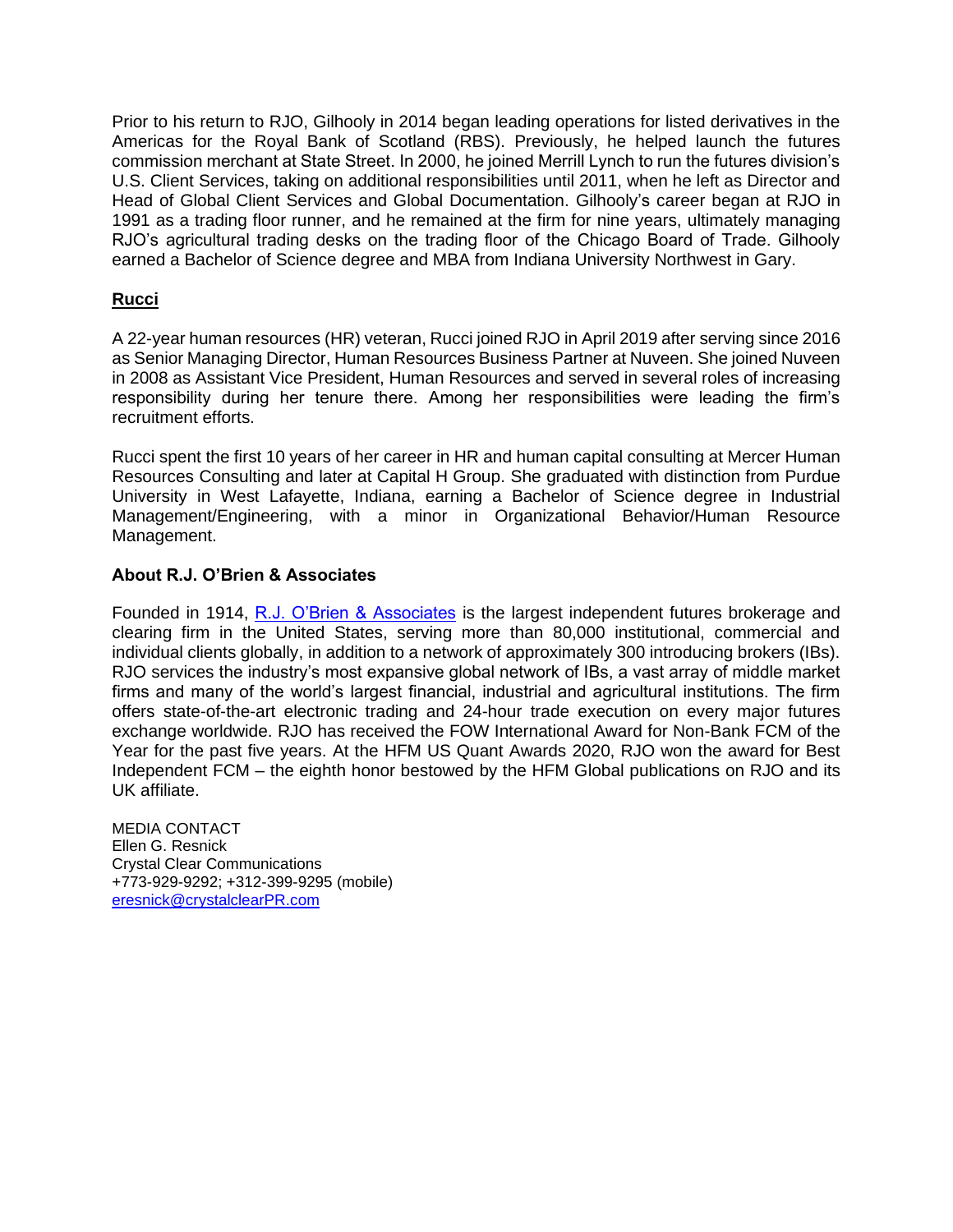Prior to his return to RJO, Gilhooly in 2014 began leading operations for listed derivatives in the Americas for the Royal Bank of Scotland (RBS). Previously, he helped launch the futures commission merchant at State Street. In 2000, he joined Merrill Lynch to run the futures division's U.S. Client Services, taking on additional responsibilities until 2011, when he left as Director and Head of Global Client Services and Global Documentation. Gilhooly's career began at RJO in 1991 as a trading floor runner, and he remained at the firm for nine years, ultimately managing RJO's agricultural trading desks on the trading floor of the Chicago Board of Trade. Gilhooly earned a Bachelor of Science degree and MBA from Indiana University Northwest in Gary.

**Rucci**

A 22-year human resources (HR) veteran, Rucci joined RJO in April 2019 after serving since 2016 as Senior Managing Director, Human Resources Business Partner at Nuveen. She joined Nuveen in 2008 as Assistant Vice President, Human Resources and served in several roles of increasing responsibility during her tenure there. Among her responsibilities were leading the firm's recruitment efforts.

Rucci spent the first 10 years of her career in HR and human capital consulting at Mercer Human Resources Consulting and later at Capital H Group. She graduated with distinction from Purdue University in West Lafayette, Indiana, earning a Bachelor of Science degree in Industrial Management/Engineering, with a minor in Organizational Behavior/Human Resource Management.

**About R.J. O'Brien & Associates**

Founded in 1914, R.J. O'Brien & Associates is the largest independent futures brokerage and clearing firm in the United States, serving more than 80,000 institutional, commercial and individual clients globally, in addition to a network of approximately 300 introducing brokers (IBs). RJO services the industry's most expansive global network of IBs, a vast array of middle market firms and many of the world's largest financial, industrial and agricultural institutions. The firm offers state-of-the-art electronic trading and 24-hour trade execution on every major futures exchange worldwide. RJO has received the FOW International Award for Non-Bank FCM of the Year for the past five years. At the HFM US Quant Awards 2020, RJO won the award for Best Independent FCM – the eighth honor bestowed by the HFM Global publications on RJO and its UK affiliate.

MEDIA CONTACT
Ellen G. Resnick
Crystal Clear Communications
+773-929-9292; +312-399-9295 (mobile)
eresnick@crystalclearPR.com